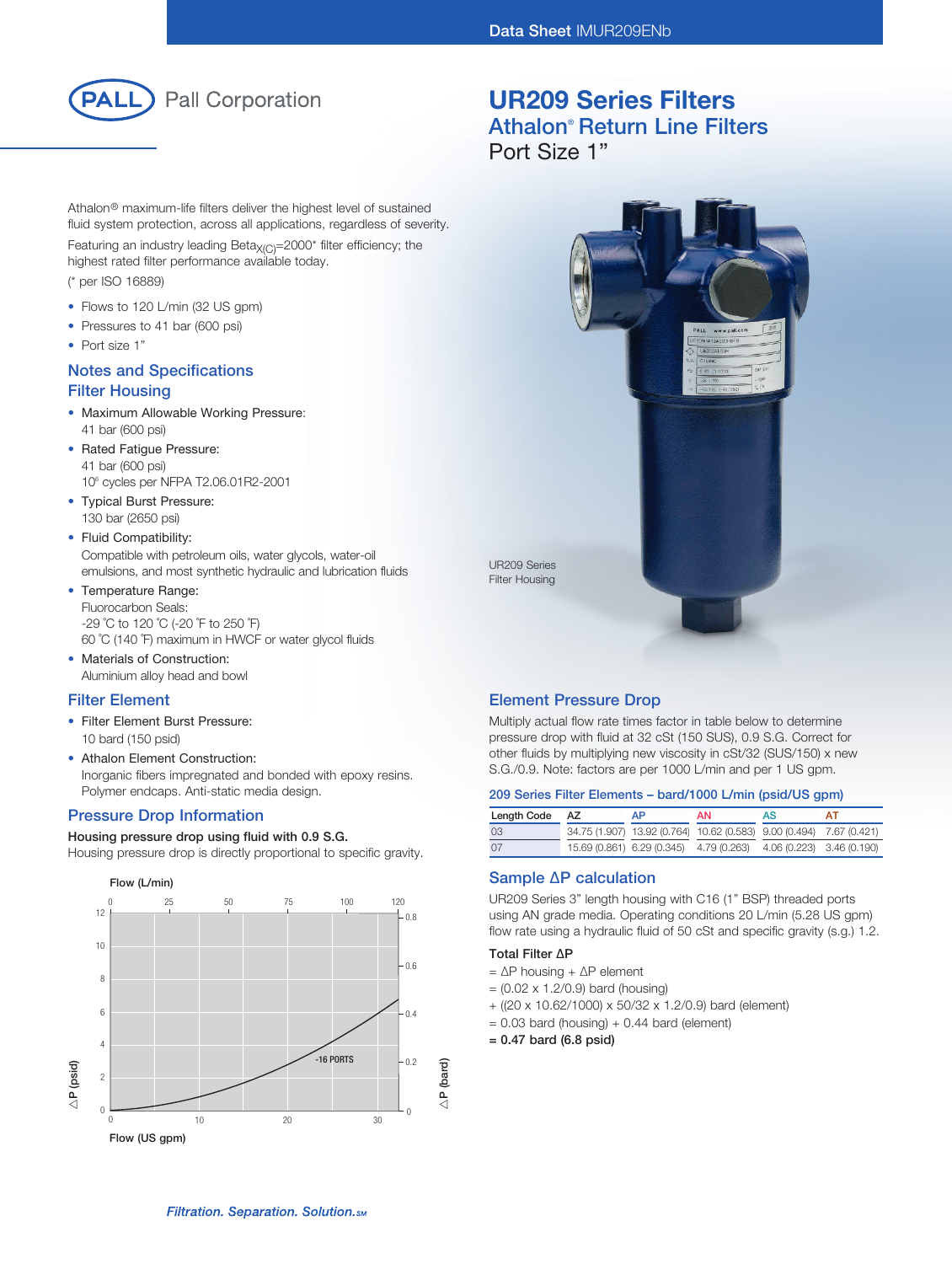# UR209 Series Filters

## Athalon® Return Line Filters

Port Size 1"

Athalon® maximum-life filters deliver the highest level of sustained fluid system protection, across all applications, regardless of severity.

Featuring an industry leading Beta$_{X(C)}$=2000* filter efficiency; the highest rated filter performance available today.

(* per ISO 16889)

- Flows to 120 L/min (32 US gpm)
- Pressures to 41 bar (600 psi)
- Port size 1"

UR209 Series
Filter Housing

## Notes and Specifications

### Filter Housing

- Maximum Allowable Working Pressure:
  41 bar (600 psi)
- Rated Fatigue Pressure:
  41 bar (600 psi)
  $10^6$ cycles per NFPA T2.06.01R2-2001
- Typical Burst Pressure:
  130 bar (2650 psi)
- Fluid Compatibility:
  Compatible with petroleum oils, water glycols, water-oil emulsions, and most synthetic hydraulic and lubrication fluids
- Temperature Range:
  Fluorocarbon Seals:
  -29 °C to 120 °C (-20 °F to 250 °F)
  60 °C (140 °F) maximum in HWCF or water glycol fluids
- Materials of Construction:
  Aluminium alloy head and bowl

### Filter Element

- Filter Element Burst Pressure:
  10 bard (150 psid)
- Athalon Element Construction:
  Inorganic fibers impregnated and bonded with epoxy resins. Polymer endcaps. Anti-static media design.

### Pressure Drop Information

**Housing pressure drop using fluid with 0.9 S.G.**

Housing pressure drop is directly proportional to specific gravity.

Flow (L/min): 0, 25, 50, 75, 100, 120
ΔP (psid): 0, 2, 4, 6, 8, 10, 12
ΔP (bard): 0, 0.2, 0.4, 0.6, 0.8
-16 PORTS
Flow (US gpm): 0, 10, 20, 30

### Element Pressure Drop

Multiply actual flow rate times factor in table below to determine pressure drop with fluid at 32 cSt (150 SUS), 0.9 S.G. Correct for other fluids by multiplying new viscosity in cSt/32 (SUS/150) x new S.G./0.9. Note: factors are per 1000 L/min and per 1 US gpm.

**209 Series Filter Elements – bard/1000 L/min (psid/US gpm)**

| Length Code | AZ | AP | AN | AS | AT |
|---|---|---|---|---|---|
| 03 | 34.75 (1.907) | 13.92 (0.764) | 10.62 (0.583) | 9.00 (0.494) | 7.67 (0.421) |
| 07 | 15.69 (0.861) | 6.29 (0.345) | 4.79 (0.263) | 4.06 (0.223) | 3.46 (0.190) |

### Sample ΔP calculation

UR209 Series 3" length housing with C16 (1" BSP) threaded ports using AN grade media. Operating conditions 20 L/min (5.28 US gpm) flow rate using a hydraulic fluid of 50 cSt and specific gravity (s.g.) 1.2.

**Total Filter ΔP**

= ΔP housing + ΔP element
= (0.02 x 1.2/0.9) bard (housing)
+ ((20 x 10.62/1000) x 50/32 x 1.2/0.9) bard (element)
= 0.03 bard (housing) + 0.44 bard (element)
**= 0.47 bard (6.8 psid)**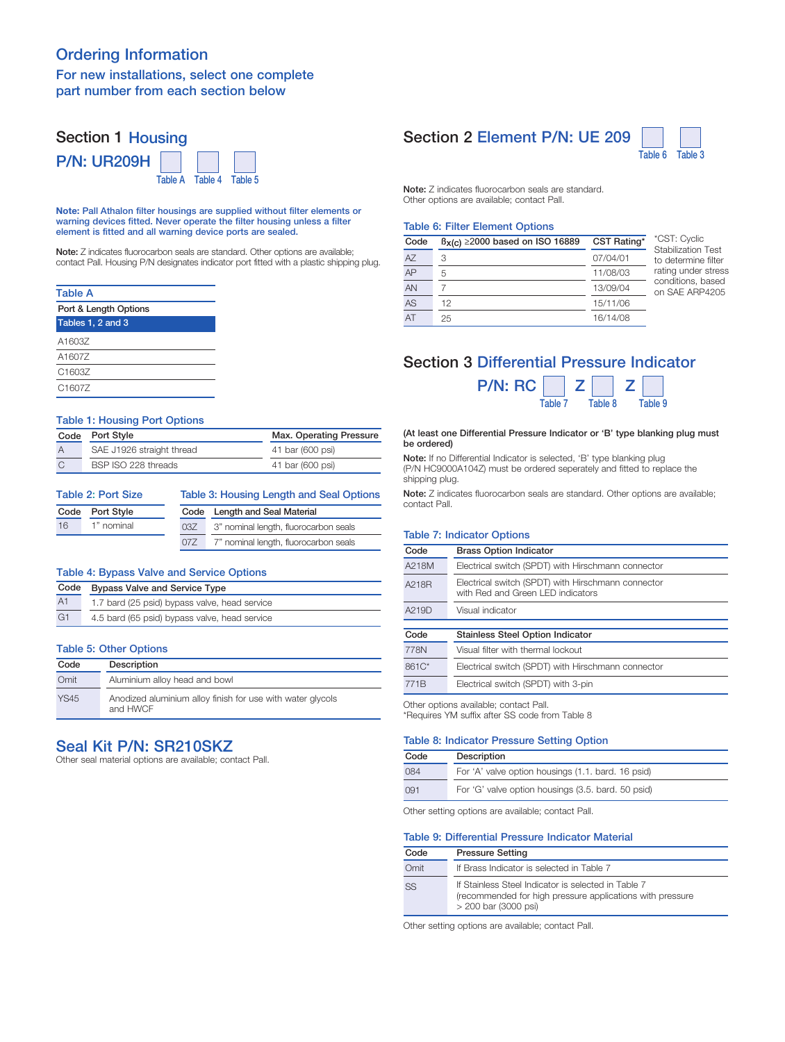# Ordering Information

## For new installations, select one complete part number from each section below

## Section 1 Housing

**P/N: UR209H** [Table A] [Table 4] [Table 5]

**Note: Pall Athalon filter housings are supplied without filter elements or warning devices fitted. Never operate the filter housing unless a filter element is fitted and all warning device ports are sealed.**

**Note:** Z indicates fluorocarbon seals are standard. Other options are available; contact Pall. Housing P/N designates indicator port fitted with a plastic shipping plug.

### Table A

| Port & Length Options |
|---|
| **Tables 1, 2 and 3** |
| A1603Z |
| A1607Z |
| C1603Z |
| C1607Z |

### Table 1: Housing Port Options

| Code | Port Style | Max. Operating Pressure |
|---|---|---|
| A | SAE J1926 straight thread | 41 bar (600 psi) |
| C | BSP ISO 228 threads | 41 bar (600 psi) |

### Table 2: Port Size

| Code | Port Style |
|---|---|
| 16 | 1" nominal |

### Table 3: Housing Length and Seal Options

| Code | Length and Seal Material |
|---|---|
| 03Z | 3" nominal length, fluorocarbon seals |
| 07Z | 7" nominal length, fluorocarbon seals |

### Table 4: Bypass Valve and Service Options

| Code | Bypass Valve and Service Type |
|---|---|
| A1 | 1.7 bard (25 psid) bypass valve, head service |
| G1 | 4.5 bard (65 psid) bypass valve, head service |

### Table 5: Other Options

| Code | Description |
|---|---|
| Omit | Aluminium alloy head and bowl |
| YS45 | Anodized aluminium alloy finish for use with water glycols and HWCF |

## Seal Kit P/N: SR210SKZ

Other seal material options are available; contact Pall.

## Section 2 Element P/N: UE 209

[Table 6] [Table 3]

**Note:** Z indicates fluorocarbon seals are standard. Other options are available; contact Pall.

### Table 6: Filter Element Options

| Code | $\beta_{x(c)} \geq 2000$ based on ISO 16889 | CST Rating* |
|---|---|---|
| AZ | 3 | 07/04/01 |
| AP | 5 | 11/08/03 |
| AN | 7 | 13/09/04 |
| AS | 12 | 15/11/06 |
| AT | 25 | 16/14/08 |

*CST: Cyclic Stabilization Test to determine filter rating under stress conditions, based on SAE ARP4205

## Section 3 Differential Pressure Indicator

**P/N: RC** [Table 7] **Z** [Table 8] **Z** [Table 9]

**(At least one Differential Pressure Indicator or 'B' type blanking plug must be ordered)**

**Note:** If no Differential Indicator is selected, 'B' type blanking plug (P/N HC9000A104Z) must be ordered seperately and fitted to replace the shipping plug.

**Note:** Z indicates fluorocarbon seals are standard. Other options are available; contact Pall.

### Table 7: Indicator Options

| Code | Brass Option Indicator |
|---|---|
| A218M | Electrical switch (SPDT) with Hirschmann connector |
| A218R | Electrical switch (SPDT) with Hirschmann connector with Red and Green LED indicators |
| A219D | Visual indicator |

| Code | Stainless Steel Option Indicator |
|---|---|
| 778N | Visual filter with thermal lockout |
| 861C* | Electrical switch (SPDT) with Hirschmann connector |
| 771B | Electrical switch (SPDT) with 3-pin |

Other options available; contact Pall.
*Requires YM suffix after SS code from Table 8

### Table 8: Indicator Pressure Setting Option

| Code | Description |
|---|---|
| 084 | For 'A' valve option housings (1.1. bard. 16 psid) |
| 091 | For 'G' valve option housings (3.5. bard. 50 psid) |

Other setting options are available; contact Pall.

### Table 9: Differential Pressure Indicator Material

| Code | Pressure Setting |
|---|---|
| Omit | If Brass Indicator is selected in Table 7 |
| SS | If Stainless Steel Indicator is selected in Table 7 (recommended for high pressure applications with pressure > 200 bar (3000 psi) |

Other setting options are available; contact Pall.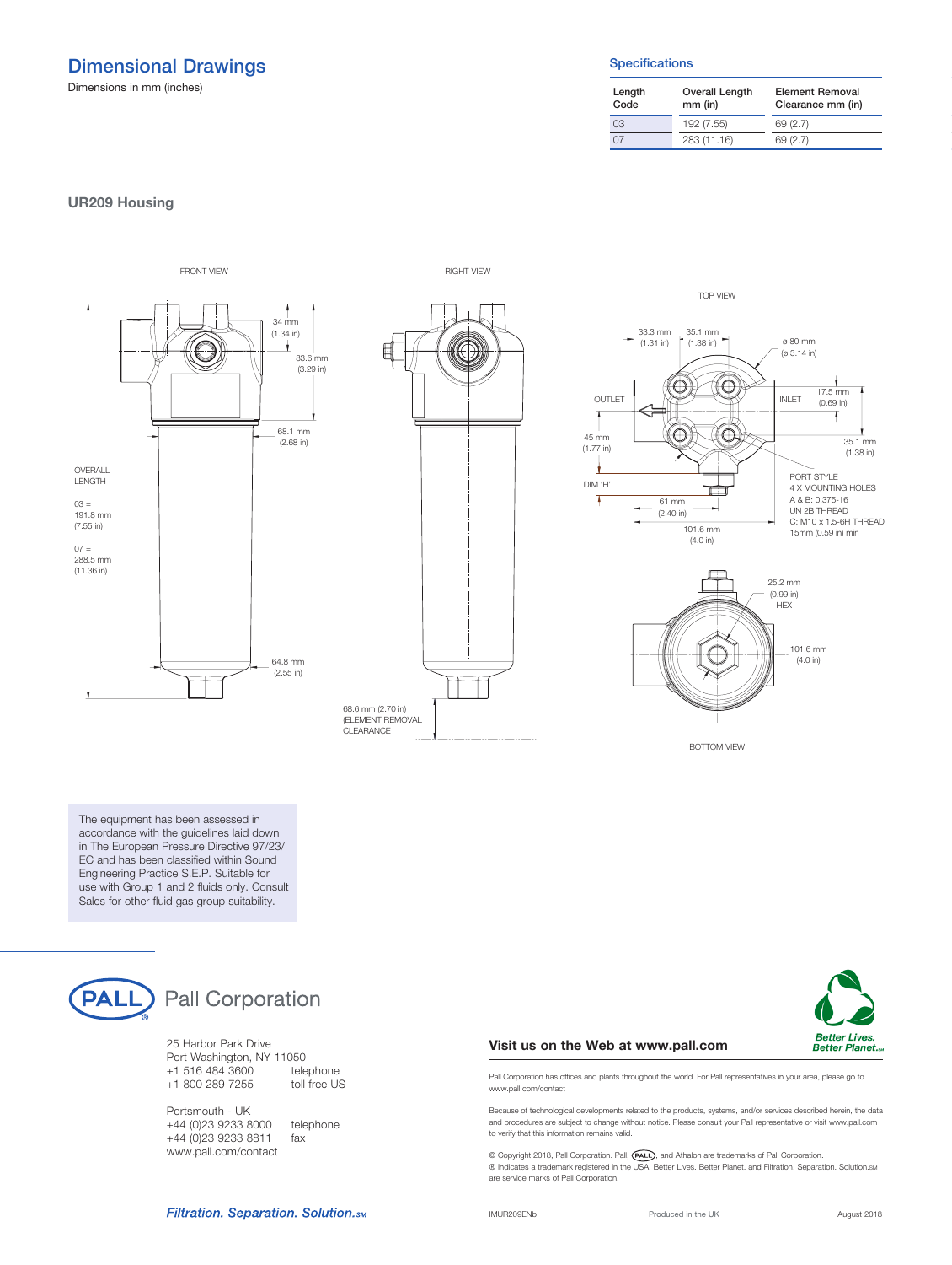## Dimensional Drawings

Dimensions in mm (inches)

### Specifications

| Length Code | Overall Length mm (in) | Element Removal Clearance mm (in) |
|---|---|---|
| 03 | 192 (7.55) | 69 (2.7) |
| 07 | 283 (11.16) | 69 (2.7) |

### UR209 Housing

FRONT VIEW

34 mm (1.34 in)
83.6 mm (3.29 in)
68.1 mm (2.68 in)
OVERALL LENGTH
03 = 191.8 mm (7.55 in)
07 = 288.5 mm (11.36 in)
64.8 mm (2.55 in)

RIGHT VIEW

68.6 mm (2.70 in) (ELEMENT REMOVAL CLEARANCE

TOP VIEW

33.3 mm (1.31 in)
35.1 mm (1.38 in)
ø 80 mm (ø 3.14 in)
OUTLET
INLET
17.5 mm (0.69 in)
45 mm (1.77 in)
35.1 mm (1.38 in)
DIM 'H'
61 mm (2.40 in)
101.6 mm (4.0 in)
PORT STYLE
4 X MOUNTING HOLES
A & B: 0.375-16 UN 2B THREAD
C: M10 x 1.5-6H THREAD 15mm (0.59 in) min

25.2 mm (0.99 in) HEX
101.6 mm (4.0 in)

BOTTOM VIEW

The equipment has been assessed in accordance with the guidelines laid down in The European Pressure Directive 97/23/EC and has been classified within Sound Engineering Practice S.E.P. Suitable for use with Group 1 and 2 fluids only. Consult Sales for other fluid gas group suitability.

**Pall Corporation**

25 Harbor Park Drive
Port Washington, NY 11050
+1 516 484 3600 telephone
+1 800 289 7255 toll free US

Portsmouth - UK
+44 (0)23 9233 8000 telephone
+44 (0)23 9233 8811 fax
www.pall.com/contact

*Better Lives. Better Planet.SM*

**Visit us on the Web at www.pall.com**

Pall Corporation has offices and plants throughout the world. For Pall representatives in your area, please go to www.pall.com/contact

Because of technological developments related to the products, systems, and/or services described herein, the data and procedures are subject to change without notice. Please consult your Pall representative or visit www.pall.com to verify that this information remains valid.

© Copyright 2018, Pall Corporation. Pall, PALL, and Athalon are trademarks of Pall Corporation.
® Indicates a trademark registered in the USA. Better Lives. Better Planet. and Filtration. Separation. Solution.SM are service marks of Pall Corporation.

*Filtration. Separation. Solution.SM*

IMUR209ENb Produced in the UK August 2018